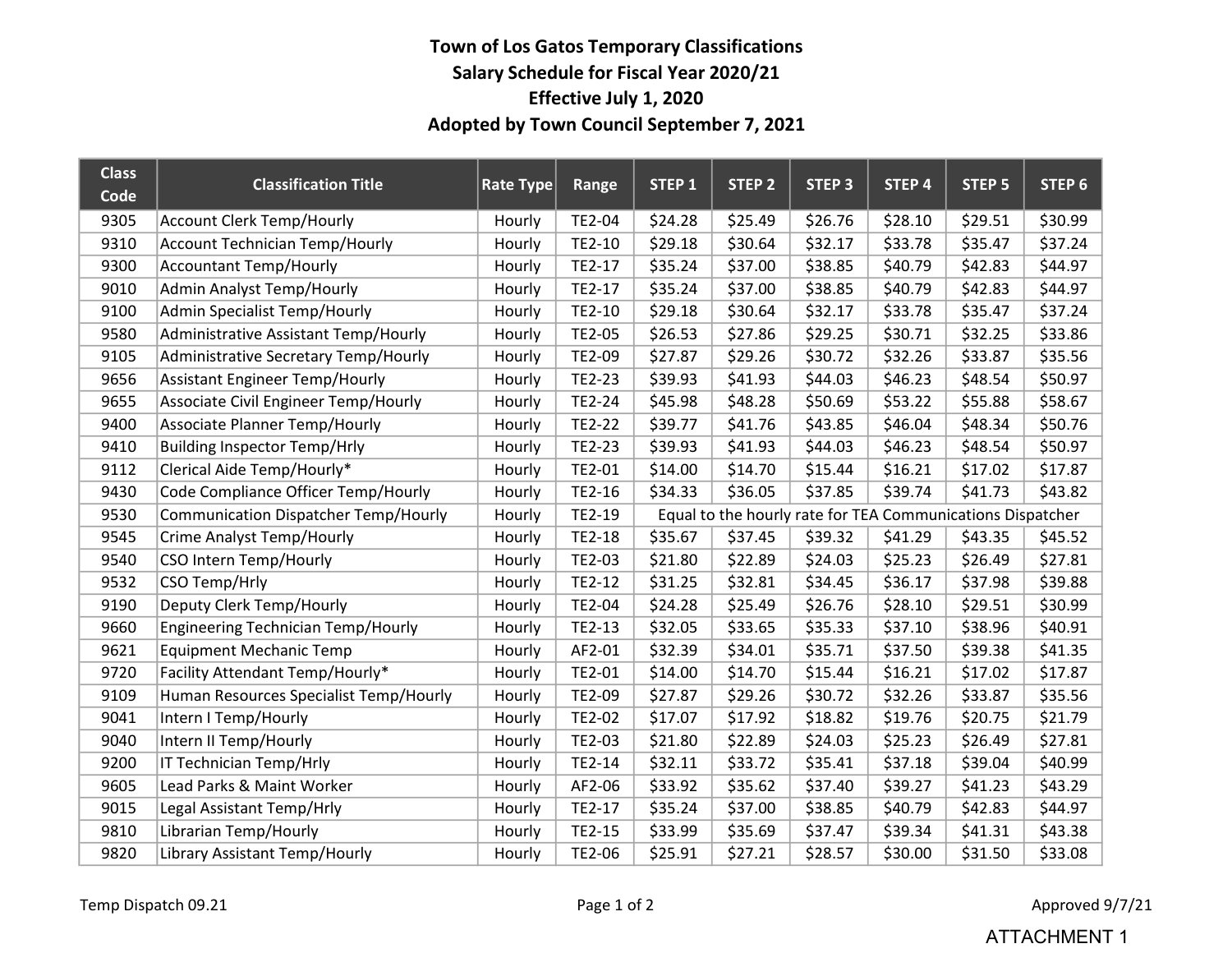# Town of Los Gatos Temporary Classifications
## Salary Schedule for Fiscal Year 2020/21
## Effective July 1, 2020
## Adopted by Town Council September 7, 2021

| Class Code | Classification Title | Rate Type | Range | STEP 1 | STEP 2 | STEP 3 | STEP 4 | STEP 5 | STEP 6 |
|---|---|---|---|---|---|---|---|---|---|
| 9305 | Account Clerk Temp/Hourly | Hourly | TE2-04 | $24.28 | $25.49 | $26.76 | $28.10 | $29.51 | $30.99 |
| 9310 | Account Technician Temp/Hourly | Hourly | TE2-10 | $29.18 | $30.64 | $32.17 | $33.78 | $35.47 | $37.24 |
| 9300 | Accountant Temp/Hourly | Hourly | TE2-17 | $35.24 | $37.00 | $38.85 | $40.79 | $42.83 | $44.97 |
| 9010 | Admin Analyst Temp/Hourly | Hourly | TE2-17 | $35.24 | $37.00 | $38.85 | $40.79 | $42.83 | $44.97 |
| 9100 | Admin Specialist Temp/Hourly | Hourly | TE2-10 | $29.18 | $30.64 | $32.17 | $33.78 | $35.47 | $37.24 |
| 9580 | Administrative Assistant Temp/Hourly | Hourly | TE2-05 | $26.53 | $27.86 | $29.25 | $30.71 | $32.25 | $33.86 |
| 9105 | Administrative Secretary Temp/Hourly | Hourly | TE2-09 | $27.87 | $29.26 | $30.72 | $32.26 | $33.87 | $35.56 |
| 9656 | Assistant Engineer Temp/Hourly | Hourly | TE2-23 | $39.93 | $41.93 | $44.03 | $46.23 | $48.54 | $50.97 |
| 9655 | Associate Civil Engineer Temp/Hourly | Hourly | TE2-24 | $45.98 | $48.28 | $50.69 | $53.22 | $55.88 | $58.67 |
| 9400 | Associate Planner Temp/Hourly | Hourly | TE2-22 | $39.77 | $41.76 | $43.85 | $46.04 | $48.34 | $50.76 |
| 9410 | Building Inspector Temp/Hrly | Hourly | TE2-23 | $39.93 | $41.93 | $44.03 | $46.23 | $48.54 | $50.97 |
| 9112 | Clerical Aide Temp/Hourly* | Hourly | TE2-01 | $14.00 | $14.70 | $15.44 | $16.21 | $17.02 | $17.87 |
| 9430 | Code Compliance Officer Temp/Hourly | Hourly | TE2-16 | $34.33 | $36.05 | $37.85 | $39.74 | $41.73 | $43.82 |
| 9530 | Communication Dispatcher Temp/Hourly | Hourly | TE2-19 | Equal to the hourly rate for TEA Communications Dispatcher | | | | | |
| 9545 | Crime Analyst Temp/Hourly | Hourly | TE2-18 | $35.67 | $37.45 | $39.32 | $41.29 | $43.35 | $45.52 |
| 9540 | CSO Intern Temp/Hourly | Hourly | TE2-03 | $21.80 | $22.89 | $24.03 | $25.23 | $26.49 | $27.81 |
| 9532 | CSO Temp/Hrly | Hourly | TE2-12 | $31.25 | $32.81 | $34.45 | $36.17 | $37.98 | $39.88 |
| 9190 | Deputy Clerk Temp/Hourly | Hourly | TE2-04 | $24.28 | $25.49 | $26.76 | $28.10 | $29.51 | $30.99 |
| 9660 | Engineering Technician Temp/Hourly | Hourly | TE2-13 | $32.05 | $33.65 | $35.33 | $37.10 | $38.96 | $40.91 |
| 9621 | Equipment Mechanic Temp | Hourly | AF2-01 | $32.39 | $34.01 | $35.71 | $37.50 | $39.38 | $41.35 |
| 9720 | Facility Attendant Temp/Hourly* | Hourly | TE2-01 | $14.00 | $14.70 | $15.44 | $16.21 | $17.02 | $17.87 |
| 9109 | Human Resources Specialist Temp/Hourly | Hourly | TE2-09 | $27.87 | $29.26 | $30.72 | $32.26 | $33.87 | $35.56 |
| 9041 | Intern I Temp/Hourly | Hourly | TE2-02 | $17.07 | $17.92 | $18.82 | $19.76 | $20.75 | $21.79 |
| 9040 | Intern II Temp/Hourly | Hourly | TE2-03 | $21.80 | $22.89 | $24.03 | $25.23 | $26.49 | $27.81 |
| 9200 | IT Technician Temp/Hrly | Hourly | TE2-14 | $32.11 | $33.72 | $35.41 | $37.18 | $39.04 | $40.99 |
| 9605 | Lead Parks & Maint Worker | Hourly | AF2-06 | $33.92 | $35.62 | $37.40 | $39.27 | $41.23 | $43.29 |
| 9015 | Legal Assistant Temp/Hrly | Hourly | TE2-17 | $35.24 | $37.00 | $38.85 | $40.79 | $42.83 | $44.97 |
| 9810 | Librarian Temp/Hourly | Hourly | TE2-15 | $33.99 | $35.69 | $37.47 | $39.34 | $41.31 | $43.38 |
| 9820 | Library Assistant Temp/Hourly | Hourly | TE2-06 | $25.91 | $27.21 | $28.57 | $30.00 | $31.50 | $33.08 |

Temp Dispatch 09.21

Approved 9/7/21

ATTACHMENT 1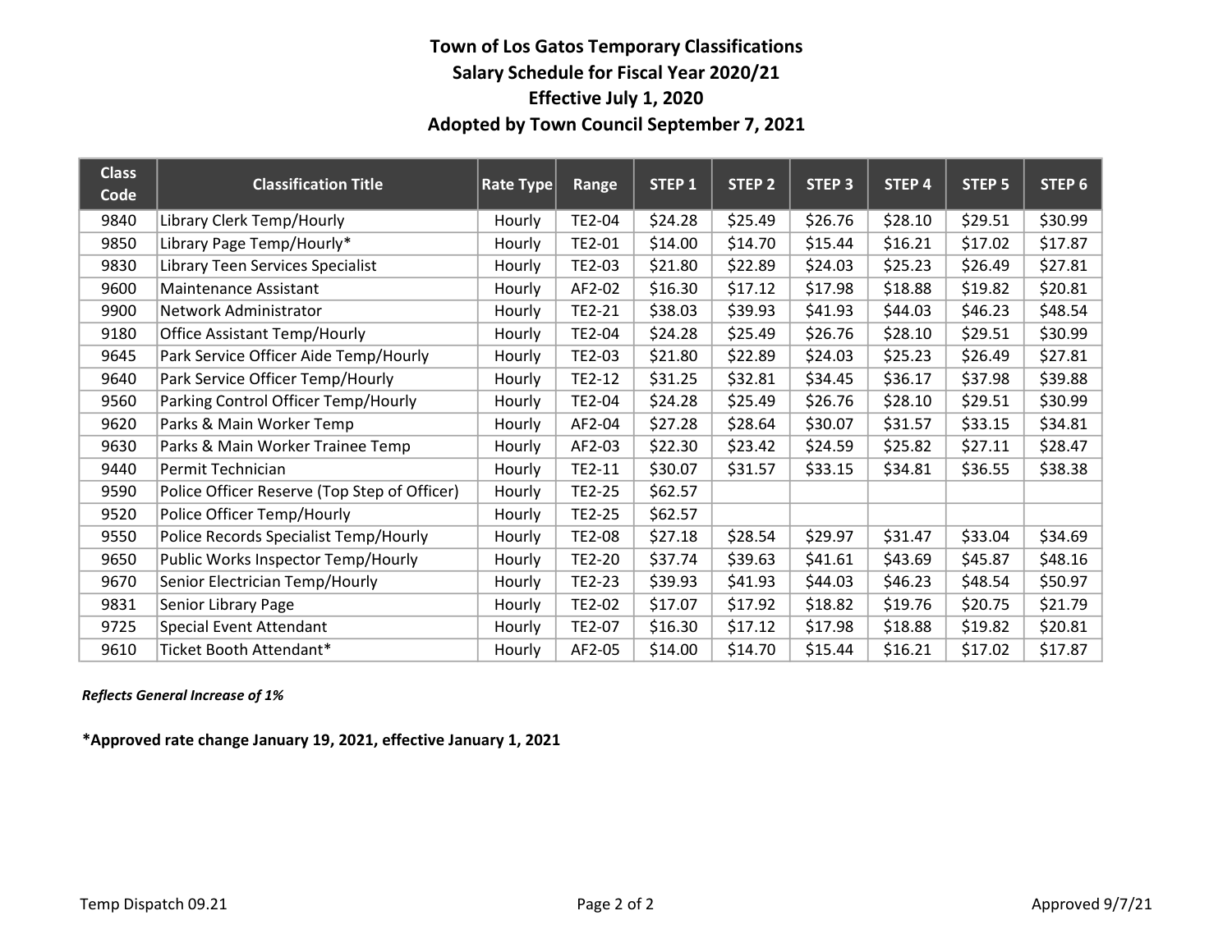# Town of Los Gatos Temporary Classifications
## Salary Schedule for Fiscal Year 2020/21
## Effective July 1, 2020
## Adopted by Town Council September 7, 2021

| Class Code | Classification Title | Rate Type | Range | STEP 1 | STEP 2 | STEP 3 | STEP 4 | STEP 5 | STEP 6 |
|---|---|---|---|---|---|---|---|---|---|
| 9840 | Library Clerk Temp/Hourly | Hourly | TE2-04 | $24.28 | $25.49 | $26.76 | $28.10 | $29.51 | $30.99 |
| 9850 | Library Page Temp/Hourly* | Hourly | TE2-01 | $14.00 | $14.70 | $15.44 | $16.21 | $17.02 | $17.87 |
| 9830 | Library Teen Services Specialist | Hourly | TE2-03 | $21.80 | $22.89 | $24.03 | $25.23 | $26.49 | $27.81 |
| 9600 | Maintenance Assistant | Hourly | AF2-02 | $16.30 | $17.12 | $17.98 | $18.88 | $19.82 | $20.81 |
| 9900 | Network Administrator | Hourly | TE2-21 | $38.03 | $39.93 | $41.93 | $44.03 | $46.23 | $48.54 |
| 9180 | Office Assistant Temp/Hourly | Hourly | TE2-04 | $24.28 | $25.49 | $26.76 | $28.10 | $29.51 | $30.99 |
| 9645 | Park Service Officer Aide Temp/Hourly | Hourly | TE2-03 | $21.80 | $22.89 | $24.03 | $25.23 | $26.49 | $27.81 |
| 9640 | Park Service Officer Temp/Hourly | Hourly | TE2-12 | $31.25 | $32.81 | $34.45 | $36.17 | $37.98 | $39.88 |
| 9560 | Parking Control Officer Temp/Hourly | Hourly | TE2-04 | $24.28 | $25.49 | $26.76 | $28.10 | $29.51 | $30.99 |
| 9620 | Parks & Main Worker Temp | Hourly | AF2-04 | $27.28 | $28.64 | $30.07 | $31.57 | $33.15 | $34.81 |
| 9630 | Parks & Main Worker Trainee Temp | Hourly | AF2-03 | $22.30 | $23.42 | $24.59 | $25.82 | $27.11 | $28.47 |
| 9440 | Permit Technician | Hourly | TE2-11 | $30.07 | $31.57 | $33.15 | $34.81 | $36.55 | $38.38 |
| 9590 | Police Officer Reserve (Top Step of Officer) | Hourly | TE2-25 | $62.57 | | | | | |
| 9520 | Police Officer Temp/Hourly | Hourly | TE2-25 | $62.57 | | | | | |
| 9550 | Police Records Specialist Temp/Hourly | Hourly | TE2-08 | $27.18 | $28.54 | $29.97 | $31.47 | $33.04 | $34.69 |
| 9650 | Public Works Inspector Temp/Hourly | Hourly | TE2-20 | $37.74 | $39.63 | $41.61 | $43.69 | $45.87 | $48.16 |
| 9670 | Senior Electrician Temp/Hourly | Hourly | TE2-23 | $39.93 | $41.93 | $44.03 | $46.23 | $48.54 | $50.97 |
| 9831 | Senior Library Page | Hourly | TE2-02 | $17.07 | $17.92 | $18.82 | $19.76 | $20.75 | $21.79 |
| 9725 | Special Event Attendant | Hourly | TE2-07 | $16.30 | $17.12 | $17.98 | $18.88 | $19.82 | $20.81 |
| 9610 | Ticket Booth Attendant* | Hourly | AF2-05 | $14.00 | $14.70 | $15.44 | $16.21 | $17.02 | $17.87 |

***Reflects General Increase of 1%***

**\*Approved rate change January 19, 2021, effective January 1, 2021**

Temp Dispatch 09.21

Approved 9/7/21